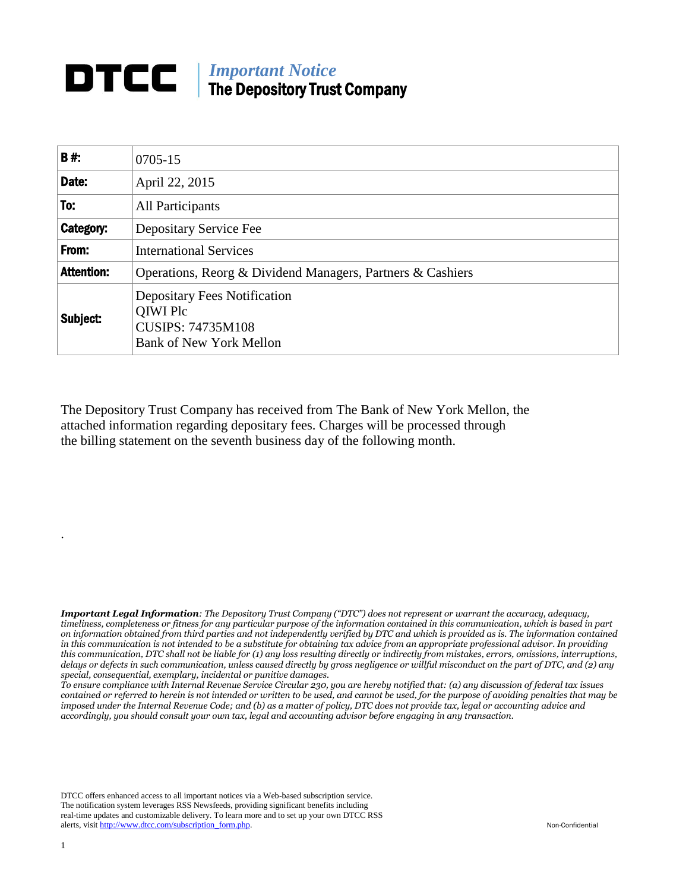# DTCC | *Important Notice* The Depository Trust Company

| | |
|---|---|
| **B #:** | 0705-15 |
| **Date:** | April 22, 2015 |
| **To:** | All Participants |
| **Category:** | Depositary Service Fee |
| **From:** | International Services |
| **Attention:** | Operations, Reorg & Dividend Managers, Partners & Cashiers |
| **Subject:** | Depositary Fees Notification<br>QIWI Plc<br>CUSIPS: 74735M108<br>Bank of New York Mellon |

The Depository Trust Company has received from The Bank of New York Mellon, the attached information regarding depositary fees. Charges will be processed through the billing statement on the seventh business day of the following month.

.

***Important Legal Information****: The Depository Trust Company ("DTC") does not represent or warrant the accuracy, adequacy, timeliness, completeness or fitness for any particular purpose of the information contained in this communication, which is based in part on information obtained from third parties and not independently verified by DTC and which is provided as is. The information contained in this communication is not intended to be a substitute for obtaining tax advice from an appropriate professional advisor. In providing this communication, DTC shall not be liable for (1) any loss resulting directly or indirectly from mistakes, errors, omissions, interruptions, delays or defects in such communication, unless caused directly by gross negligence or willful misconduct on the part of DTC, and (2) any special, consequential, exemplary, incidental or punitive damages.*

*To ensure compliance with Internal Revenue Service Circular 230, you are hereby notified that: (a) any discussion of federal tax issues contained or referred to herein is not intended or written to be used, and cannot be used, for the purpose of avoiding penalties that may be imposed under the Internal Revenue Code; and (b) as a matter of policy, DTC does not provide tax, legal or accounting advice and accordingly, you should consult your own tax, legal and accounting advisor before engaging in any transaction.*

DTCC offers enhanced access to all important notices via a Web-based subscription service. The notification system leverages RSS Newsfeeds, providing significant benefits including real-time updates and customizable delivery. To learn more and to set up your own DTCC RSS alerts, visit http://www.dtcc.com/subscription_form.php.

Non-Confidential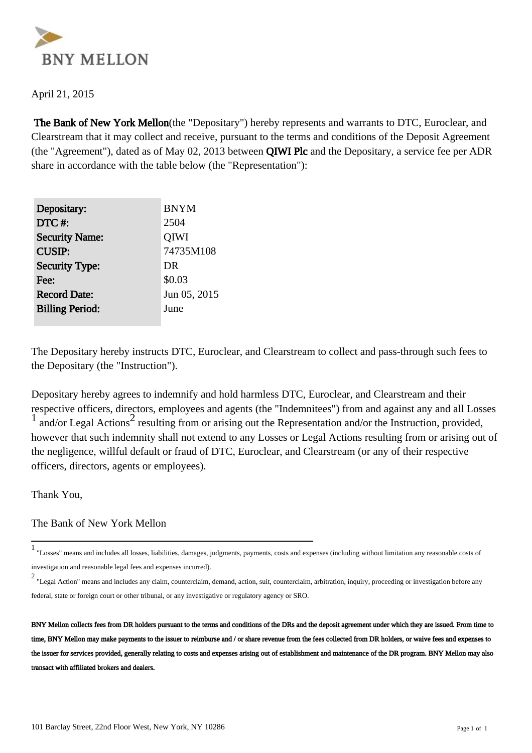BNY MELLON

April 21, 2015

**The Bank of New York Mellon**(the "Depositary") hereby represents and warrants to DTC, Euroclear, and Clearstream that it may collect and receive, pursuant to the terms and conditions of the Deposit Agreement (the "Agreement"), dated as of May 02, 2013 between **QIWI Plc** and the Depositary, a service fee per ADR share in accordance with the table below (the "Representation"):

| | |
|---|---|
| **Depositary:** | BNYM |
| **DTC #:** | 2504 |
| **Security Name:** | QIWI |
| **CUSIP:** | 74735M108 |
| **Security Type:** | DR |
| **Fee:** | $0.03 |
| **Record Date:** | Jun 05, 2015 |
| **Billing Period:** | June |

The Depositary hereby instructs DTC, Euroclear, and Clearstream to collect and pass-through such fees to the Depositary (the "Instruction").

Depositary hereby agrees to indemnify and hold harmless DTC, Euroclear, and Clearstream and their respective officers, directors, employees and agents (the "Indemnitees") from and against any and all Losses [1] and/or Legal Actions[2] resulting from or arising out the Representation and/or the Instruction, provided, however that such indemnity shall not extend to any Losses or Legal Actions resulting from or arising out of the negligence, willful default or fraud of DTC, Euroclear, and Clearstream (or any of their respective officers, directors, agents or employees).

Thank You,

The Bank of New York Mellon

[1] "Losses" means and includes all losses, liabilities, damages, judgments, payments, costs and expenses (including without limitation any reasonable costs of investigation and reasonable legal fees and expenses incurred).

[2] "Legal Action" means and includes any claim, counterclaim, demand, action, suit, counterclaim, arbitration, inquiry, proceeding or investigation before any federal, state or foreign court or other tribunal, or any investigative or regulatory agency or SRO.

**BNY Mellon collects fees from DR holders pursuant to the terms and conditions of the DRs and the deposit agreement under which they are issued. From time to time, BNY Mellon may make payments to the issuer to reimburse and / or share revenue from the fees collected from DR holders, or waive fees and expenses to the issuer for services provided, generally relating to costs and expenses arising out of establishment and maintenance of the DR program. BNY Mellon may also transact with affiliated brokers and dealers.**

101 Barclay Street, 22nd Floor West, New York, NY 10286